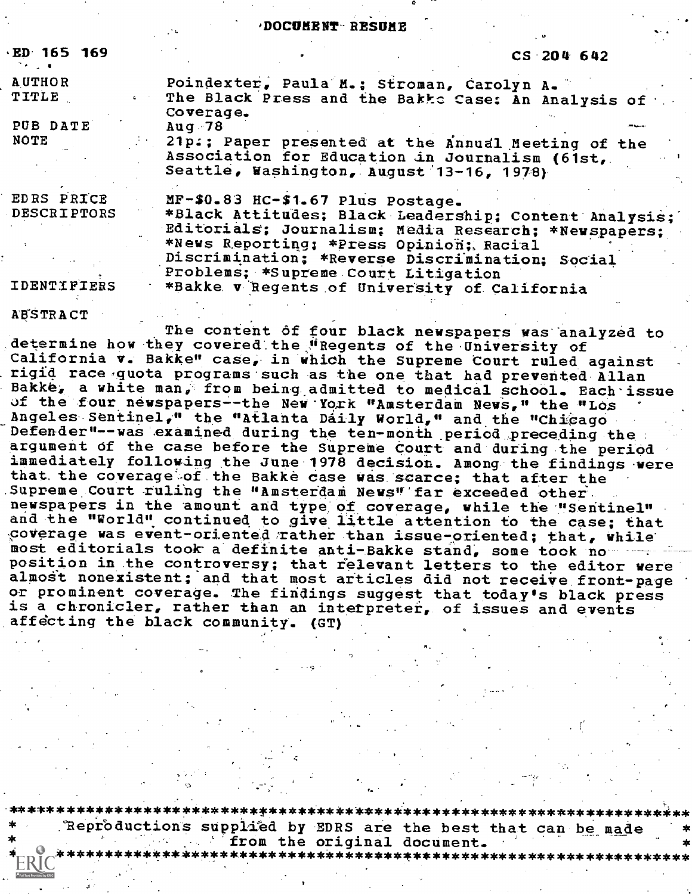# DOCUMENT RESUME

ED 165 169 CS 204 642

| | |
|---|---|
| AUTHOR | Poindexter, Paula M.; Stroman, Carolyn A. |
| TITLE | The Black Press and the Bakke Case: An Analysis of Coverage. |
| PUB DATE | Aug 78 |
| NOTE | 21p.; Paper presented at the Annual Meeting of the Association for Education in Journalism (61st, Seattle, Washington, August 13-16, 1978) |
| EDRS PRICE | MF-$0.83 HC-$1.67 Plus Postage. |
| DESCRIPTORS | *Black Attitudes; Black Leadership; Content Analysis; Editorials; Journalism; Media Research; *Newspapers; *News Reporting; *Press Opinion; Racial Discrimination; *Reverse Discrimination; Social Problems; *Supreme Court Litigation |
| IDENTIFIERS | *Bakke v Regents of University of California |

ABSTRACT

The content of four black newspapers was analyzed to determine how they covered the "Regents of the University of California v. Bakke" case, in which the Supreme Court ruled against rigid race quota programs such as the one that had prevented Allan Bakke, a white man, from being admitted to medical school. Each issue of the four newspapers--the New York "Amsterdam News," the "Los Angeles Sentinel," the "Atlanta Daily World," and the "Chicago Defender"--was examined during the ten-month period preceding the argument of the case before the Supreme Court and during the period immediately following the June 1978 decision. Among the findings were that the coverage of the Bakke case was scarce; that after the Supreme Court ruling the "Amsterdam News" far exceeded other newspapers in the amount and type of coverage, while the "Sentinel" and the "World" continued to give little attention to the case; that coverage was event-oriented rather than issue-oriented; that, while most editorials took a definite anti-Bakke stand, some took no position in the controversy; that relevant letters to the editor were almost nonexistent; and that most articles did not receive front-page or prominent coverage. The findings suggest that today's black press is a chronicler, rather than an interpreter, of issues and events affecting the black community. (GT)

***********************************************************************
* Reproductions supplied by EDRS are the best that can be made *
* from the original document. *
***********************************************************************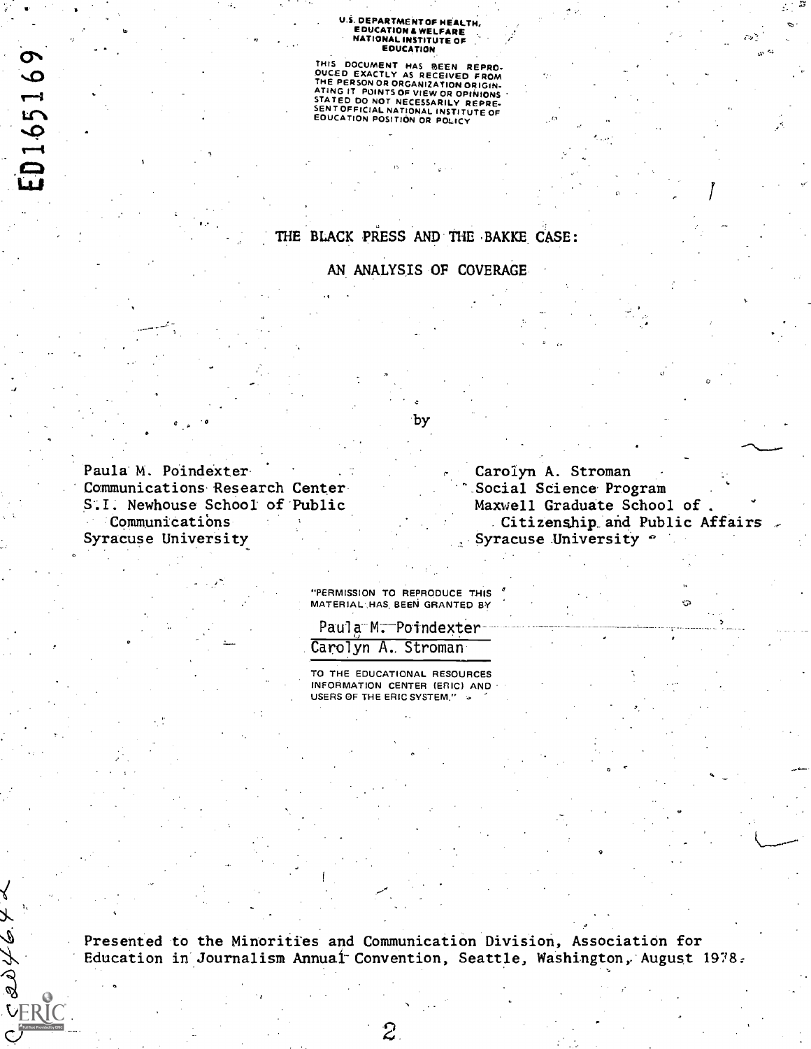U.S. DEPARTMENT OF HEALTH, EDUCATION & WELFARE
NATIONAL INSTITUTE OF EDUCATION

THIS DOCUMENT HAS BEEN REPRODUCED EXACTLY AS RECEIVED FROM THE PERSON OR ORGANIZATION ORIGINATING IT. POINTS OF VIEW OR OPINIONS STATED DO NOT NECESSARILY REPRESENT OFFICIAL NATIONAL INSTITUTE OF EDUCATION POSITION OR POLICY

ED165169

# THE BLACK PRESS AND THE BAKKE CASE: AN ANALYSIS OF COVERAGE

by

Paula M. Poindexter
Communications Research Center
S.I. Newhouse School of Public Communications
Syracuse University

Carolyn A. Stroman
Social Science Program
Maxwell Graduate School of Citizenship and Public Affairs
Syracuse University

"PERMISSION TO REPRODUCE THIS MATERIAL HAS BEEN GRANTED BY

Paula M. Poindexter
Carolyn A. Stroman

TO THE EDUCATIONAL RESOURCES INFORMATION CENTER (ERIC) AND USERS OF THE ERIC SYSTEM."

Presented to the Minorities and Communication Division, Association for Education in Journalism Annual Convention, Seattle, Washington, August 1978.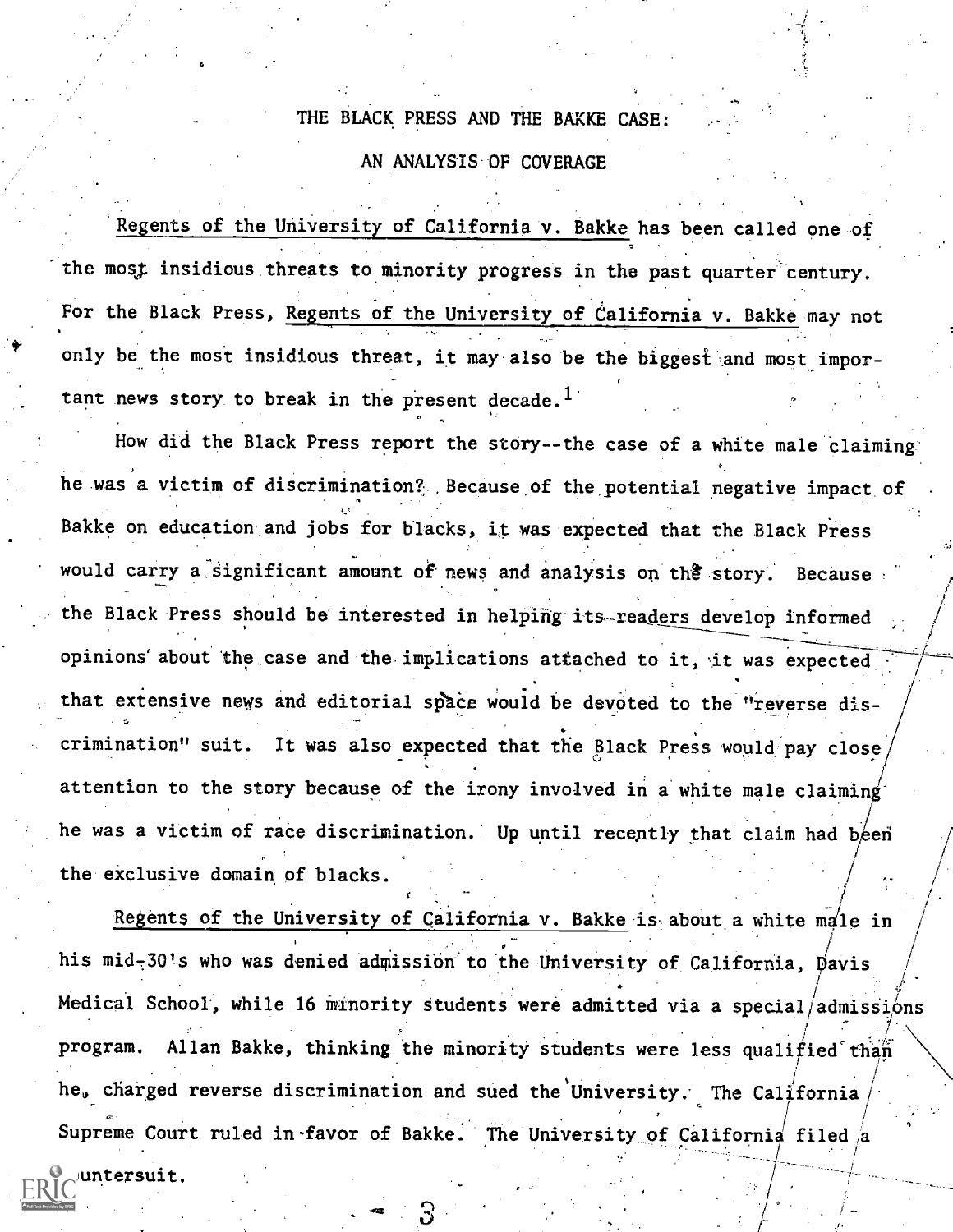# THE BLACK PRESS AND THE BAKKE CASE:

## AN ANALYSIS OF COVERAGE

Regents of the University of California v. Bakke has been called one of the most insidious threats to minority progress in the past quarter century. For the Black Press, Regents of the University of California v. Bakke may not only be the most insidious threat, it may also be the biggest and most important news story to break in the present decade.[1]

How did the Black Press report the story--the case of a white male claiming he was a victim of discrimination? Because of the potential negative impact of Bakke on education and jobs for blacks, it was expected that the Black Press would carry a significant amount of news and analysis on the story. Because the Black Press should be interested in helping its readers develop informed opinions about the case and the implications attached to it, it was expected that extensive news and editorial space would be devoted to the "reverse discrimination" suit. It was also expected that the Black Press would pay close attention to the story because of the irony involved in a white male claiming he was a victim of race discrimination. Up until recently that claim had been the exclusive domain of blacks.

Regents of the University of California v. Bakke is about a white male in his mid-30's who was denied admission to the University of California, Davis Medical School, while 16 minority students were admitted via a special admissions program. Allan Bakke, thinking the minority students were less qualified than he, charged reverse discrimination and sued the University. The California Supreme Court ruled in favor of Bakke. The University of California filed a untersuit.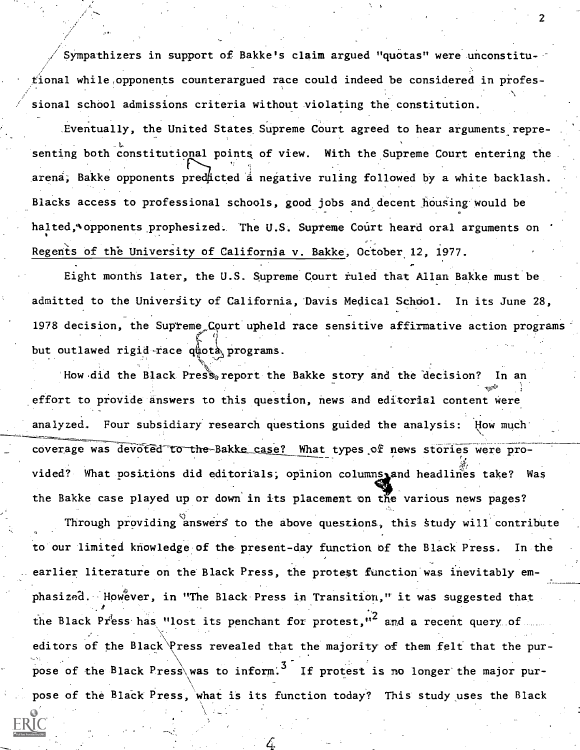Sympathizers in support of Bakke's claim argued "quotas" were unconstitutional while opponents counterargued race could indeed be considered in professional school admissions criteria without violating the constitution.

Eventually, the United States Supreme Court agreed to hear arguments representing both constitutional points of view. With the Supreme Court entering the arena, Bakke opponents predicted a negative ruling followed by a white backlash. Blacks access to professional schools, good jobs and decent housing would be halted, opponents prophesized. The U.S. Supreme Court heard oral arguments on Regents of the University of California v. Bakke, October 12, 1977.

Eight months later, the U.S. Supreme Court ruled that Allan Bakke must be admitted to the University of California, Davis Medical School. In its June 28, 1978 decision, the Supreme Court upheld race sensitive affirmative action programs but outlawed rigid race quota programs.

How did the Black Press report the Bakke story and the decision? In an effort to provide answers to this question, news and editorial content were analyzed. Four subsidiary research questions guided the analysis: How much coverage was devoted to the Bakke case? What types of news stories were provided? What positions did editorials, opinion columns and headlines take? Was the Bakke case played up or down in its placement on the various news pages?

Through providing answers to the above questions, this study will contribute to our limited knowledge of the present-day function of the Black Press. In the earlier literature on the Black Press, the protest function was inevitably emphasized. However, in "The Black Press in Transition," it was suggested that the Black Press has "lost its penchant for protest,"[2] and a recent query of editors of the Black Press revealed that the majority of them felt that the purpose of the Black Press was to inform.[3] If protest is no longer the major purpose of the Black Press, what is its function today? This study uses the Black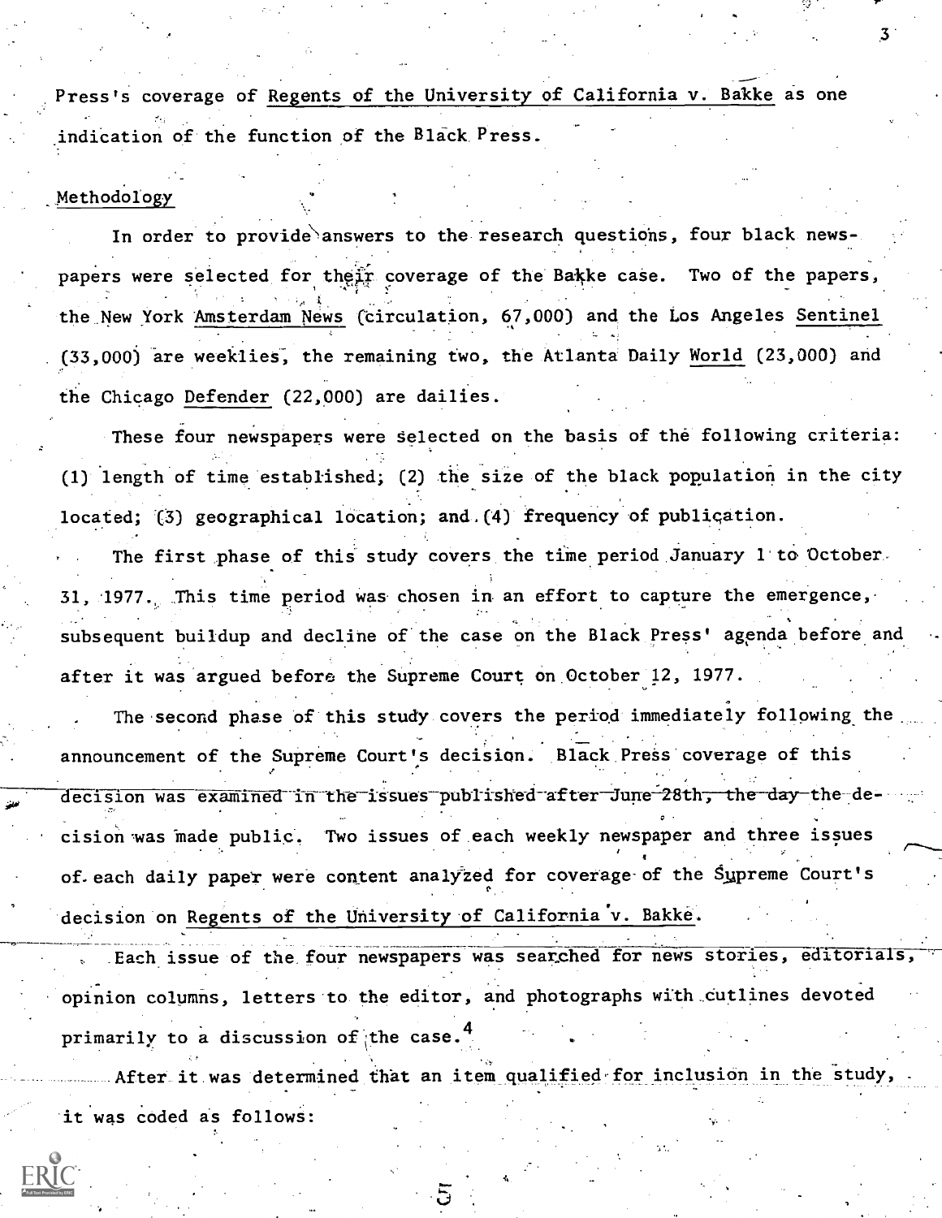Press's coverage of Regents of the University of California v. Bakke as one indication of the function of the Black Press.

## Methodology

In order to provide answers to the research questions, four black newspapers were selected for their coverage of the Bakke case. Two of the papers, the New York Amsterdam News (circulation, 67,000) and the Los Angeles Sentinel (33,000) are weeklies, the remaining two, the Atlanta Daily World (23,000) and the Chicago Defender (22,000) are dailies.

These four newspapers were selected on the basis of the following criteria: (1) length of time established; (2) the size of the black population in the city located; (3) geographical location; and (4) frequency of publication.

The first phase of this study covers the time period January 1 to October 31, 1977. This time period was chosen in an effort to capture the emergence, subsequent buildup and decline of the case on the Black Press' agenda before and after it was argued before the Supreme Court on October 12, 1977.

The second phase of this study covers the period immediately following the announcement of the Supreme Court's decision. Black Press coverage of this decision was examined in the issues published after June 28th, the day the decision was made public. Two issues of each weekly newspaper and three issues of each daily paper were content analyzed for coverage of the Supreme Court's decision on Regents of the University of California v. Bakke.

Each issue of the four newspapers was searched for news stories, editorials, opinion columns, letters to the editor, and photographs with cutlines devoted primarily to a discussion of the case.[4]

After it was determined that an item qualified for inclusion in the study, it was coded as follows: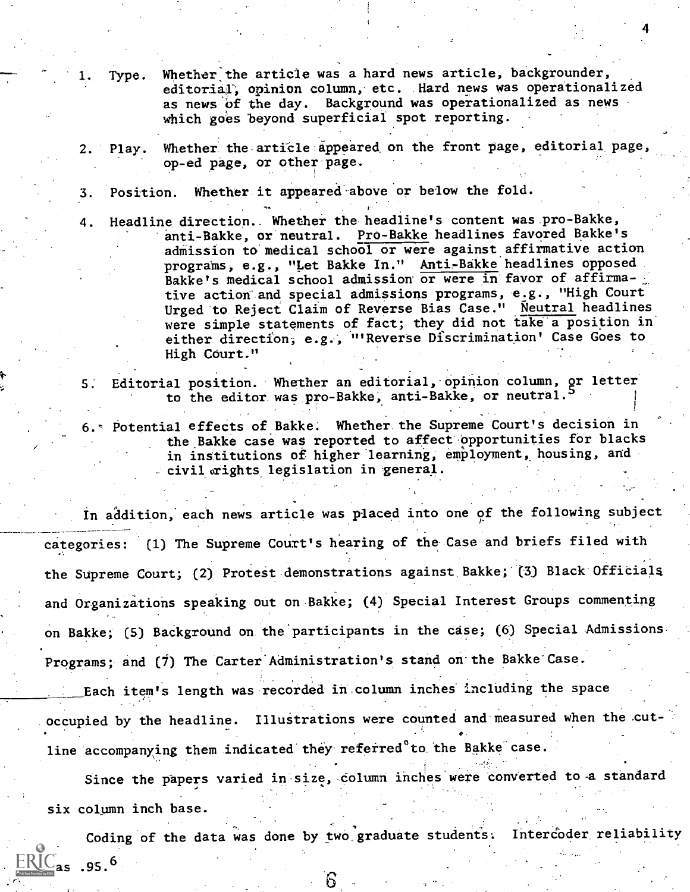1. Type. Whether the article was a hard news article, backgrounder, editorial, opinion column, etc. Hard news was operationalized as news of the day. Background was operationalized as news which goes beyond superficial spot reporting.

2. Play. Whether the article appeared on the front page, editorial page, op-ed page, or other page.

3. Position. Whether it appeared above or below the fold.

4. Headline direction. Whether the headline's content was pro-Bakke, anti-Bakke, or neutral. Pro-Bakke headlines favored Bakke's admission to medical school or were against affirmative action programs, e.g., "Let Bakke In." Anti-Bakke headlines opposed Bakke's medical school admission or were in favor of affirmative action and special admissions programs, e.g., "High Court Urged to Reject Claim of Reverse Bias Case." Neutral headlines were simple statements of fact; they did not take a position in either direction, e.g., "'Reverse Discrimination' Case Goes to High Court."

5. Editorial position. Whether an editorial, opinion column, or letter to the editor was pro-Bakke, anti-Bakke, or neutral.[5]

6. Potential effects of Bakke. Whether the Supreme Court's decision in the Bakke case was reported to affect opportunities for blacks in institutions of higher learning, employment, housing, and civil rights legislation in general.

In addition, each news article was placed into one of the following subject categories: (1) The Supreme Court's hearing of the Case and briefs filed with the Supreme Court; (2) Protest demonstrations against Bakke; (3) Black Officials and Organizations speaking out on Bakke; (4) Special Interest Groups commenting on Bakke; (5) Background on the participants in the case; (6) Special Admissions Programs; and (7) The Carter Administration's stand on the Bakke Case.

Each item's length was recorded in column inches including the space occupied by the headline. Illustrations were counted and measured when the cutline accompanying them indicated they referred to the Bakke case.

Since the papers varied in size, column inches were converted to a standard six column inch base.

Coding of the data was done by two graduate students. Intercoder reliability was .95.[6]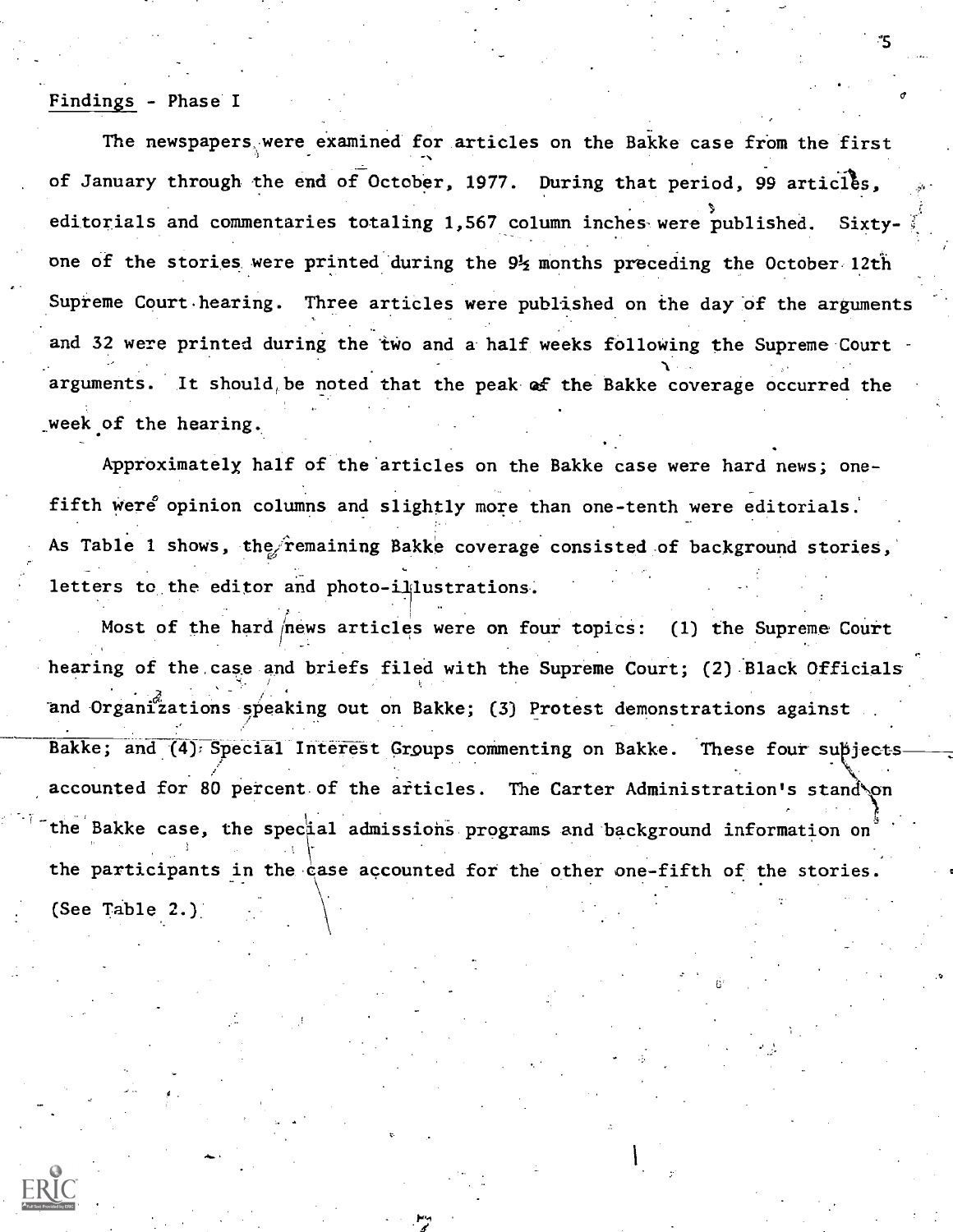## Findings - Phase I

The newspapers were examined for articles on the Bakke case from the first of January through the end of October, 1977. During that period, 99 articles, editorials and commentaries totaling 1,567 column inches were published. Sixty-one of the stories were printed during the 9½ months preceding the October 12th Supreme Court hearing. Three articles were published on the day of the arguments and 32 were printed during the two and a half weeks following the Supreme Court arguments. It should be noted that the peak of the Bakke coverage occurred the week of the hearing.

Approximately half of the articles on the Bakke case were hard news; one-fifth were opinion columns and slightly more than one-tenth were editorials. As Table 1 shows, the remaining Bakke coverage consisted of background stories, letters to the editor and photo-illustrations.

Most of the hard news articles were on four topics: (1) the Supreme Court hearing of the case and briefs filed with the Supreme Court; (2) Black Officials and Organizations speaking out on Bakke; (3) Protest demonstrations against Bakke; and (4) Special Interest Groups commenting on Bakke. These four subjects accounted for 80 percent of the articles. The Carter Administration's stand on the Bakke case, the special admissions programs and background information on the participants in the case accounted for the other one-fifth of the stories. (See Table 2.)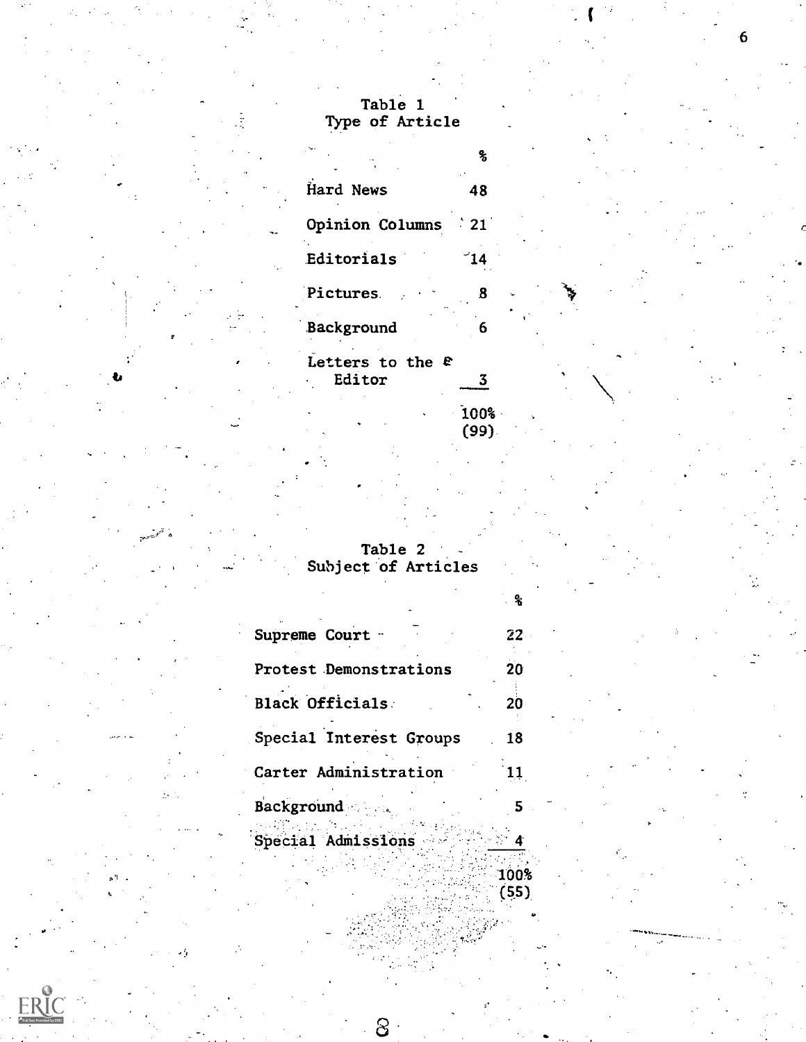Table 1
Type of Article

| | % |
|---|---|
| Hard News | 48 |
| Opinion Columns | 21 |
| Editorials | 14 |
| Pictures | 8 |
| Background | 6 |
| Letters to the Editor | 3 |
| | 100% (99) |

Table 2
Subject of Articles

| | % |
|---|---|
| Supreme Court | 22 |
| Protest Demonstrations | 20 |
| Black Officials | 20 |
| Special Interest Groups | 18 |
| Carter Administration | 11 |
| Background | 5 |
| Special Admissions | 4 |
| | 100% (55) |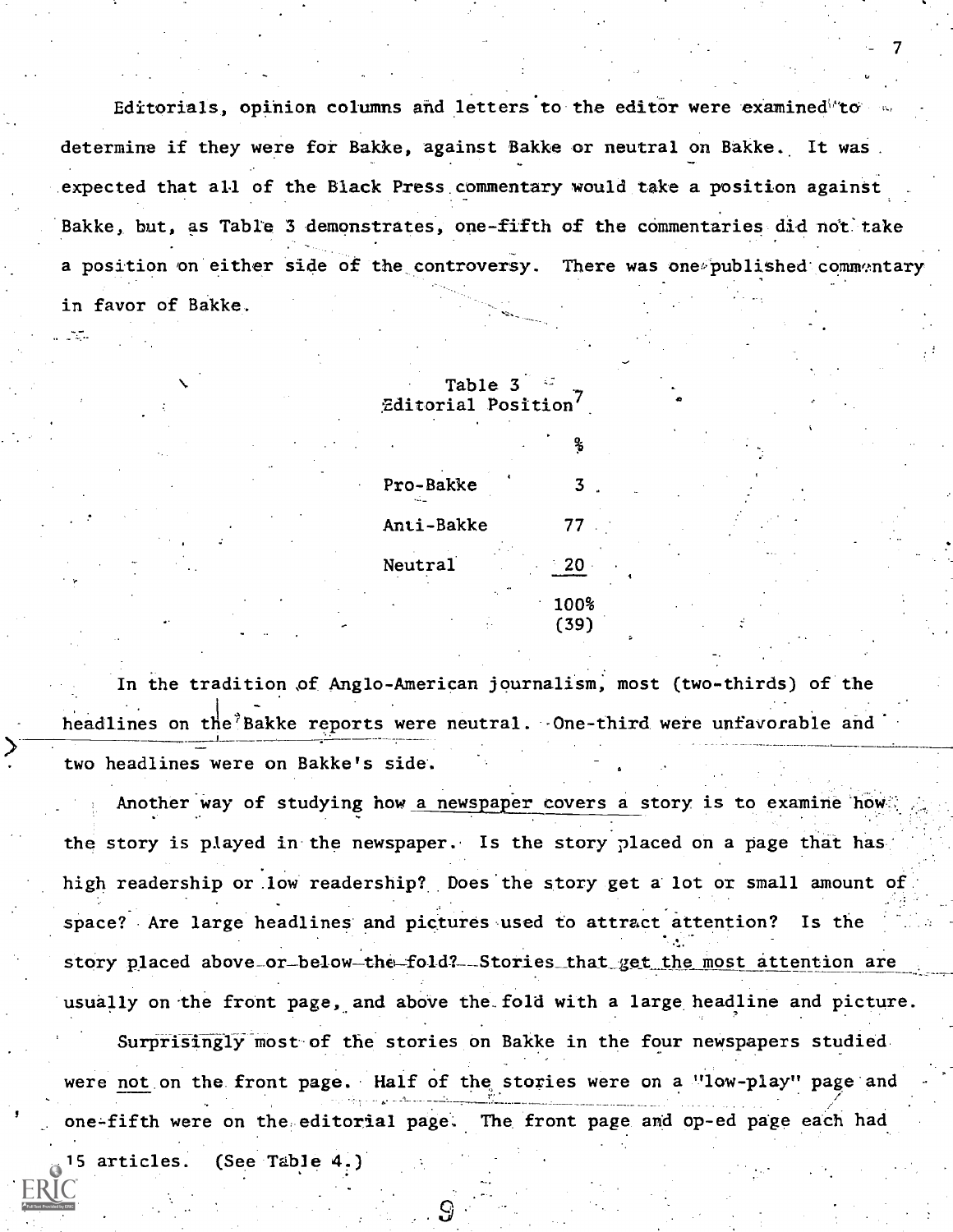Editorials, opinion columns and letters to the editor were examined to determine if they were for Bakke, against Bakke or neutral on Bakke. It was expected that all of the Black Press commentary would take a position against Bakke, but, as Table 3 demonstrates, one-fifth of the commentaries did not take a position on either side of the controversy. There was one published commentary in favor of Bakke.

Table 3
Editorial Position[7]

| | % |
|---|---|
| Pro-Bakke | 3 |
| Anti-Bakke | 77 |
| Neutral | 20 |
| | 100% (39) |

In the tradition of Anglo-American journalism, most (two-thirds) of the headlines on the Bakke reports were neutral. One-third were unfavorable and two headlines were on Bakke's side.

Another way of studying how a newspaper covers a story is to examine how the story is played in the newspaper. Is the story placed on a page that has high readership or low readership? Does the story get a lot or small amount of space? Are large headlines and pictures used to attract attention? Is the story placed above or below the fold? Stories that get the most attention are usually on the front page, and above the fold with a large headline and picture.

Surprisingly most of the stories on Bakke in the four newspapers studied were <u>not</u> on the front page. Half of the stories were on a "low-play" page and one-fifth were on the editorial page. The front page and op-ed page each had 15 articles. (See Table 4.)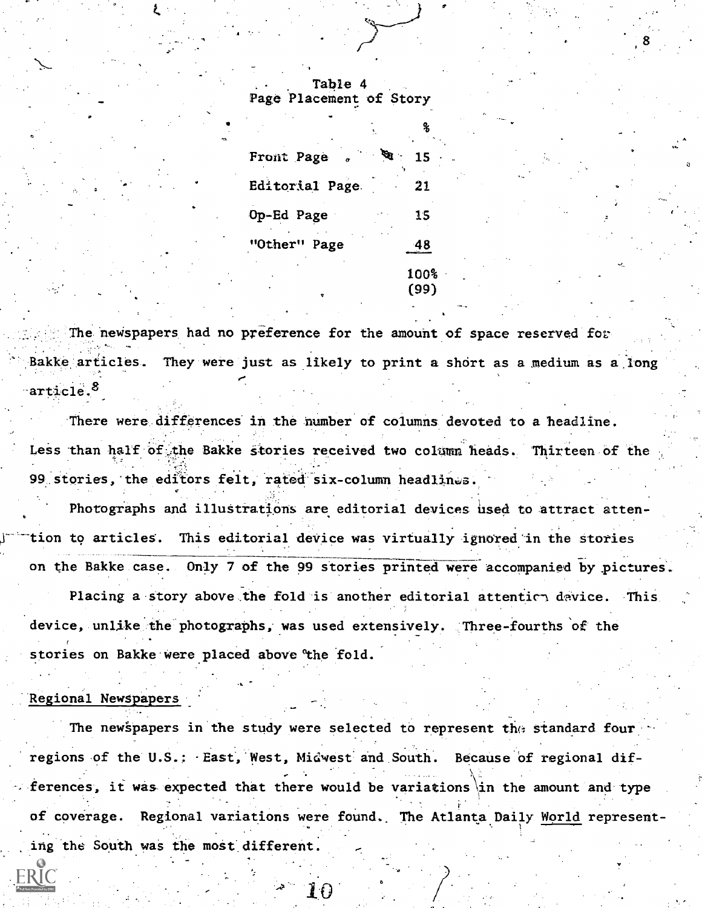Table 4
Page Placement of Story

| | % |
|---|---|
| Front Page | 15 |
| Editorial Page | 21 |
| Op-Ed Page | 15 |
| "Other" Page | 48 |
| | 100% |
| | (99) |

The newspapers had no preference for the amount of space reserved for Bakke articles. They were just as likely to print a short as a medium as a long article.[8]

There were differences in the number of columns devoted to a headline. Less than half of the Bakke stories received two column heads. Thirteen of the 99 stories, the editors felt, rated six-column headlines.

Photographs and illustrations are editorial devices used to attract attention to articles. This editorial device was virtually ignored in the stories on the Bakke case. Only 7 of the 99 stories printed were accompanied by pictures.

Placing a story above the fold is another editorial attention device. This device, unlike the photographs, was used extensively. Three-fourths of the stories on Bakke were placed above the fold.

## Regional Newspapers

The newspapers in the study were selected to represent the standard four regions of the U.S.: East, West, Midwest and South. Because of regional differences, it was expected that there would be variations in the amount and type of coverage. Regional variations were found. The Atlanta Daily *World* representing the South was the most different.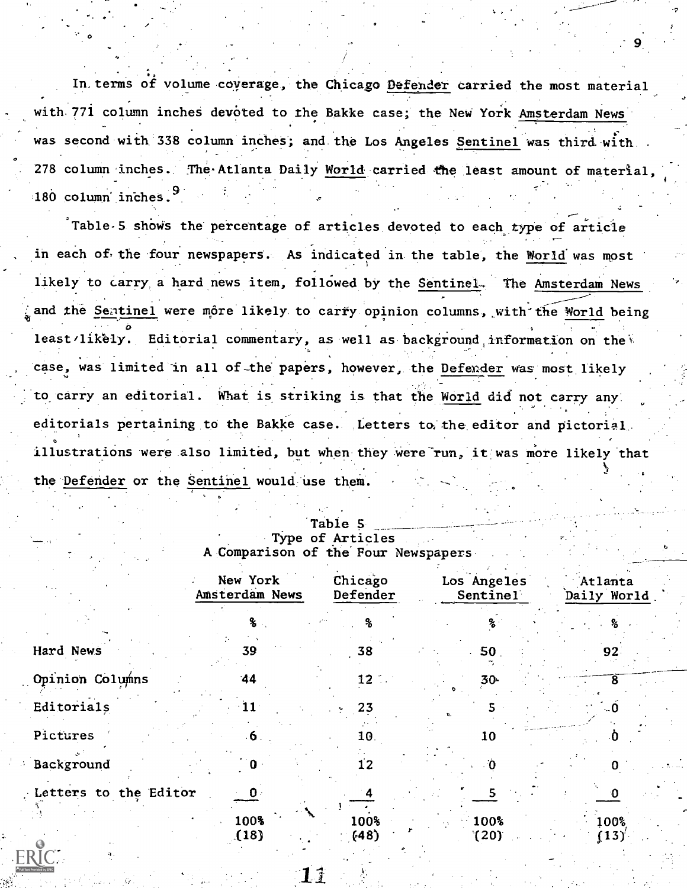In terms of volume coverage, the Chicago Defender carried the most material with 771 column inches devoted to the Bakke case; the New York Amsterdam News was second with 338 column inches; and the Los Angeles Sentinel was third with 278 column inches. The Atlanta Daily World carried the least amount of material, 180 column inches.[9]

Table 5 shows the percentage of articles devoted to each type of article in each of the four newspapers. As indicated in the table, the World was most likely to carry a hard news item, followed by the Sentinel. The Amsterdam News and the Sentinel were more likely to carry opinion columns, with the World being least likely. Editorial commentary, as well as background information on the case, was limited in all of the papers, however, the Defender was most likely to carry an editorial. What is striking is that the World did not carry any editorials pertaining to the Bakke case. Letters to the editor and pictorial illustrations were also limited, but when they were run, it was more likely that the Defender or the Sentinel would use them.

Table 5
Type of Articles
A Comparison of the Four Newspapers

| | New York Amsterdam News | Chicago Defender | Los Angeles Sentinel | Atlanta Daily World |
|---|---|---|---|---|
| | % | % | % | % |
| Hard News | 39 | 38 | 50 | 92 |
| Opinion Columns | 44 | 12 | 30 | 8 |
| Editorials | 11 | 23 | 5 | 0 |
| Pictures | 6 | 10 | 10 | 0 |
| Background | 0 | 12 | 0 | 0 |
| Letters to the Editor | 0 | 4 | 5 | 0 |
| | 100% (18) | 100% (48) | 100% (20) | 100% (13) |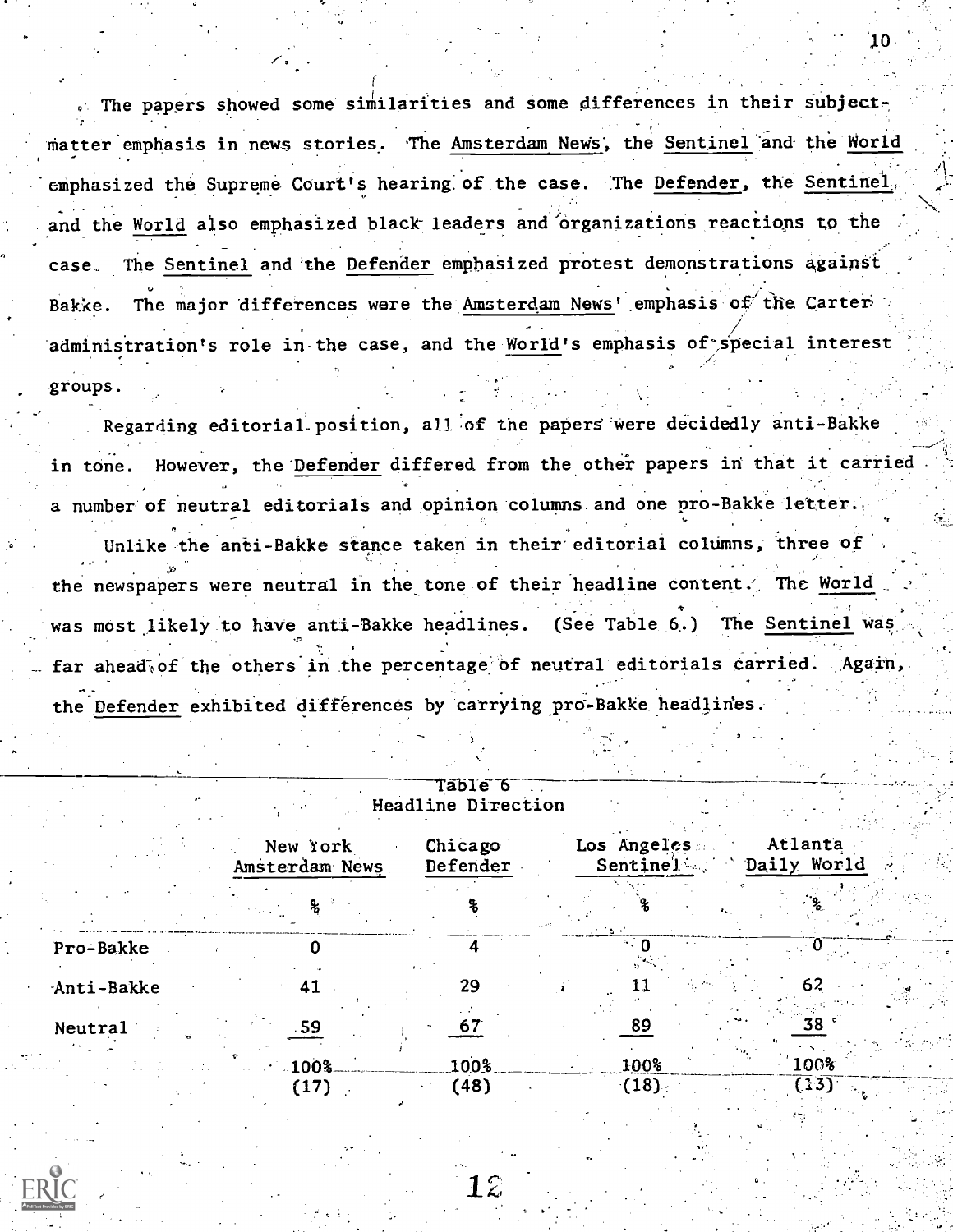The papers showed some similarities and some differences in their subject-matter emphasis in news stories. The Amsterdam News, the Sentinel and the World emphasized the Supreme Court's hearing of the case. The Defender, the Sentinel, and the World also emphasized black leaders and organizations reactions to the case. The Sentinel and the Defender emphasized protest demonstrations against Bakke. The major differences were the Amsterdam News' emphasis of the Carter administration's role in the case, and the World's emphasis of special interest groups.

Regarding editorial position, all of the papers were decidedly anti-Bakke in tone. However, the Defender differed from the other papers in that it carried a number of neutral editorials and opinion columns and one pro-Bakke letter.

Unlike the anti-Bakke stance taken in their editorial columns, three of the newspapers were neutral in the tone of their headline content. The World was most likely to have anti-Bakke headlines. (See Table 6.) The Sentinel was far ahead of the others in the percentage of neutral editorials carried. Again, the Defender exhibited differences by carrying pro-Bakke headlines.

Table 6
Headline Direction

| | New York Amsterdam News | Chicago Defender | Los Angeles Sentinel | Atlanta Daily World |
|---|---|---|---|---|
| | % | % | % | % |
| Pro-Bakke | 0 | 4 | 0 | 0 |
| Anti-Bakke | 41 | 29 | 11 | 62 |
| Neutral | 59 | 67 | 89 | 38 |
| | 100% | 100% | 100% | 100% |
| | (17) | (48) | (18) | (13) |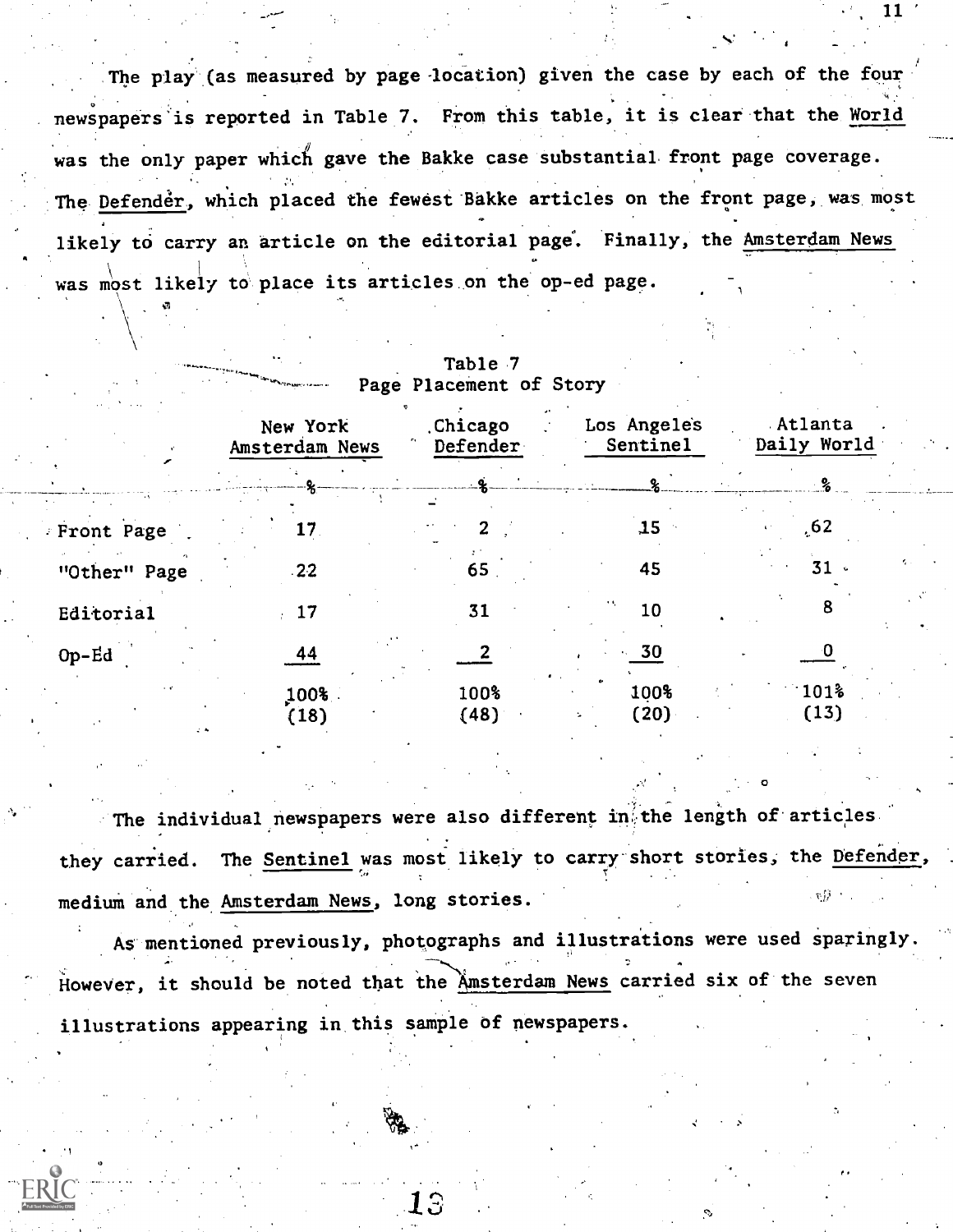The play (as measured by page location) given the case by each of the four newspapers is reported in Table 7. From this table, it is clear that the World was the only paper which gave the Bakke case substantial front page coverage. The Defender, which placed the fewest Bakke articles on the front page, was most likely to carry an article on the editorial page. Finally, the Amsterdam News was most likely to place its articles on the op-ed page.

Table 7
Page Placement of Story

| | New York Amsterdam News | Chicago Defender | Los Angeles Sentinel | Atlanta Daily World |
|---|---|---|---|---|
| | % | % | % | % |
| Front Page | 17 | 2 | 15 | 62 |
| "Other" Page | 22 | 65 | 45 | 31 |
| Editorial | 17 | 31 | 10 | 8 |
| Op-Ed | 44 | 2 | 30 | 0 |
| | 100% (18) | 100% (48) | 100% (20) | 101% (13) |

The individual newspapers were also different in the length of articles they carried. The Sentinel was most likely to carry short stories, the Defender, medium and the Amsterdam News, long stories.

As mentioned previously, photographs and illustrations were used sparingly. However, it should be noted that the Amsterdam News carried six of the seven illustrations appearing in this sample of newspapers.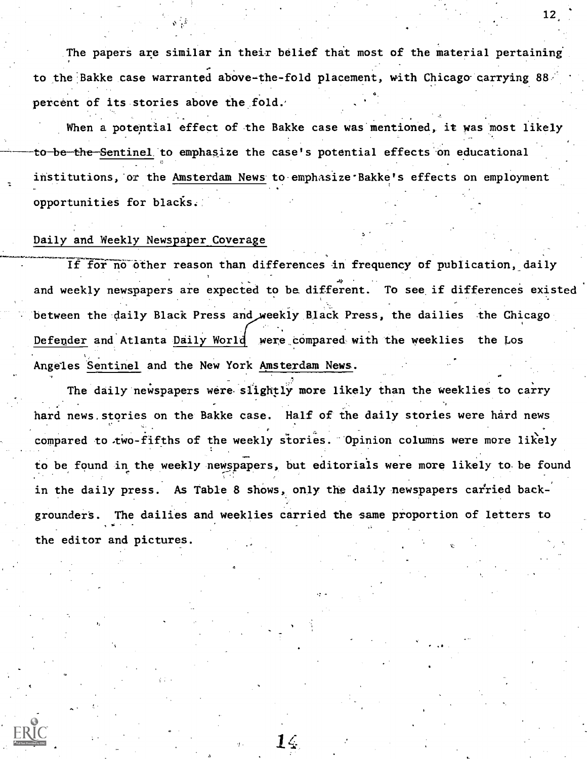The papers are similar in their belief that most of the material pertaining to the Bakke case warranted above-the-fold placement, with Chicago carrying 88 percent of its stories above the fold.

When a potential effect of the Bakke case was mentioned, it was most likely to be the Sentinel to emphasize the case's potential effects on educational institutions, or the Amsterdam News to emphasize Bakke's effects on employment opportunities for blacks.

## Daily and Weekly Newspaper Coverage

If for no other reason than differences in frequency of publication, daily and weekly newspapers are expected to be different. To see if differences existed between the daily Black Press and weekly Black Press, the dailies the Chicago Defender and Atlanta Daily World were compared with the weeklies the Los Angeles Sentinel and the New York Amsterdam News.

The daily newspapers were slightly more likely than the weeklies to carry hard news stories on the Bakke case. Half of the daily stories were hard news compared to two-fifths of the weekly stories. Opinion columns were more likely to be found in the weekly newspapers, but editorials were more likely to be found in the daily press. As Table 8 shows, only the daily newspapers carried backgrounders. The dailies and weeklies carried the same proportion of letters to the editor and pictures.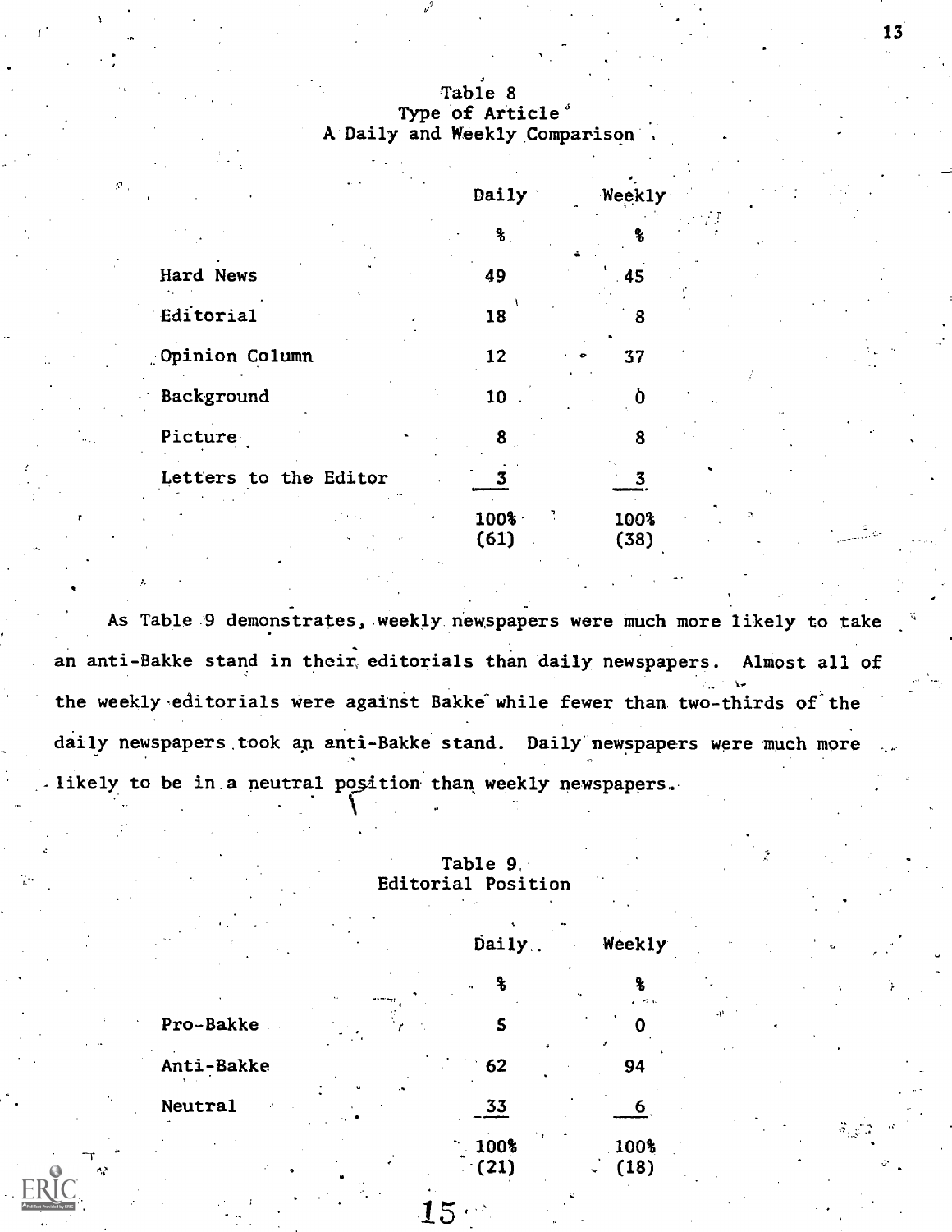Table 8
Type of Article
A Daily and Weekly Comparison

| | Daily | Weekly |
|---|---|---|
| | % | % |
| Hard News | 49 | 45 |
| Editorial | 18 | 8 |
| Opinion Column | 12 | 37 |
| Background | 10 | 0 |
| Picture | 8 | 8 |
| Letters to the Editor | 3 | 3 |
| | 100% | 100% |
| | (61) | (38) |

As Table 9 demonstrates, weekly newspapers were much more likely to take an anti-Bakke stand in their editorials than daily newspapers. Almost all of the weekly editorials were against Bakke while fewer than two-thirds of the daily newspapers took an anti-Bakke stand. Daily newspapers were much more likely to be in a neutral position than weekly newspapers.

Table 9
Editorial Position

| | Daily | Weekly |
|---|---|---|
| | % | % |
| Pro-Bakke | 5 | 0 |
| Anti-Bakke | 62 | 94 |
| Neutral | 33 | 6 |
| | 100% | 100% |
| | (21) | (18) |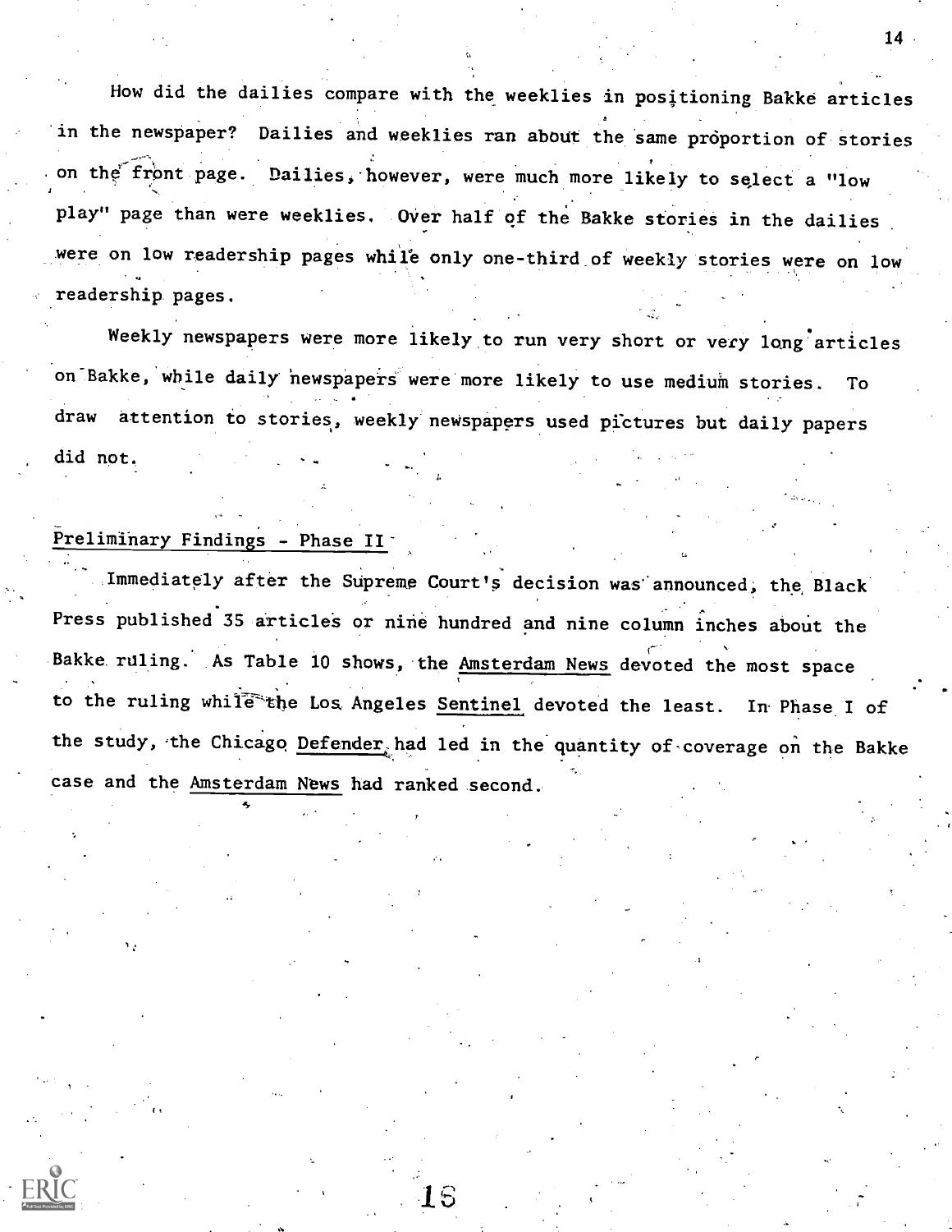How did the dailies compare with the weeklies in positioning Bakke articles in the newspaper? Dailies and weeklies ran about the same proportion of stories on the front page. Dailies, however, were much more likely to select a "low play" page than were weeklies. Over half of the Bakke stories in the dailies were on low readership pages while only one-third of weekly stories were on low readership pages.

Weekly newspapers were more likely to run very short or very long articles on Bakke, while daily newspapers were more likely to use medium stories. To draw attention to stories, weekly newspapers used pictures but daily papers did not.

Preliminary Findings - Phase II

Immediately after the Supreme Court's decision was announced, the Black Press published 35 articles or nine hundred and nine column inches about the Bakke ruling. As Table 10 shows, the Amsterdam News devoted the most space to the ruling while the Los Angeles Sentinel devoted the least. In Phase I of the study, the Chicago Defender had led in the quantity of coverage on the Bakke case and the Amsterdam News had ranked second.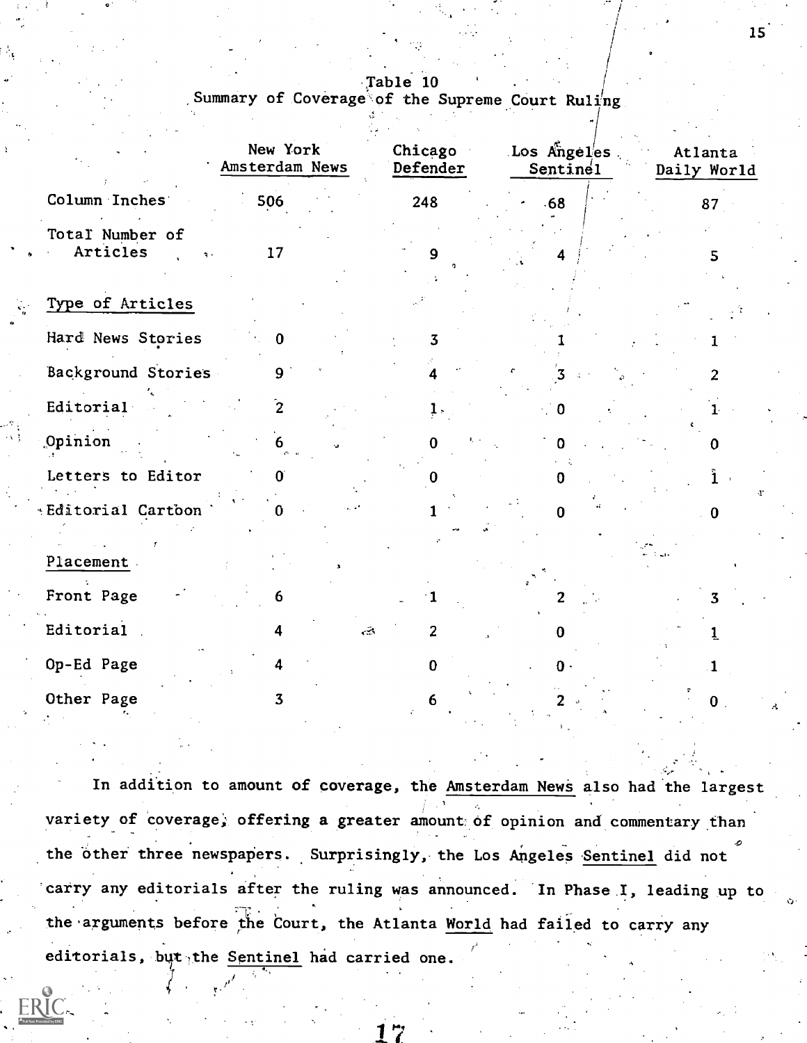Table 10
Summary of Coverage of the Supreme Court Ruling

| | New York Amsterdam News | Chicago Defender | Los Angeles Sentinel | Atlanta Daily World |
|---|---|---|---|---|
| Column Inches | 506 | 248 | 68 | 87 |
| Total Number of Articles | 17 | 9 | 4 | 5 |
| Type of Articles | | | | |
| Hard News Stories | 0 | 3 | 1 | 1 |
| Background Stories | 9 | 4 | 3 | 2 |
| Editorial | 2 | 1 | 0 | 1 |
| Opinion | 6 | 0 | 0 | 0 |
| Letters to Editor | 0 | 0 | 0 | 1 |
| Editorial Cartoon | 0 | 1 | 0 | 0 |
| Placement | | | | |
| Front Page | 6 | 1 | 2 | 3 |
| Editorial | 4 | 2 | 0 | 1 |
| Op-Ed Page | 4 | 0 | 0 | 1 |
| Other Page | 3 | 6 | 2 | 0 |

In addition to amount of coverage, the Amsterdam News also had the largest variety of coverage, offering a greater amount of opinion and commentary than the other three newspapers. Surprisingly, the Los Angeles Sentinel did not carry any editorials after the ruling was announced. In Phase I, leading up to the arguments before the Court, the Atlanta World had failed to carry any editorials, but the Sentinel had carried one.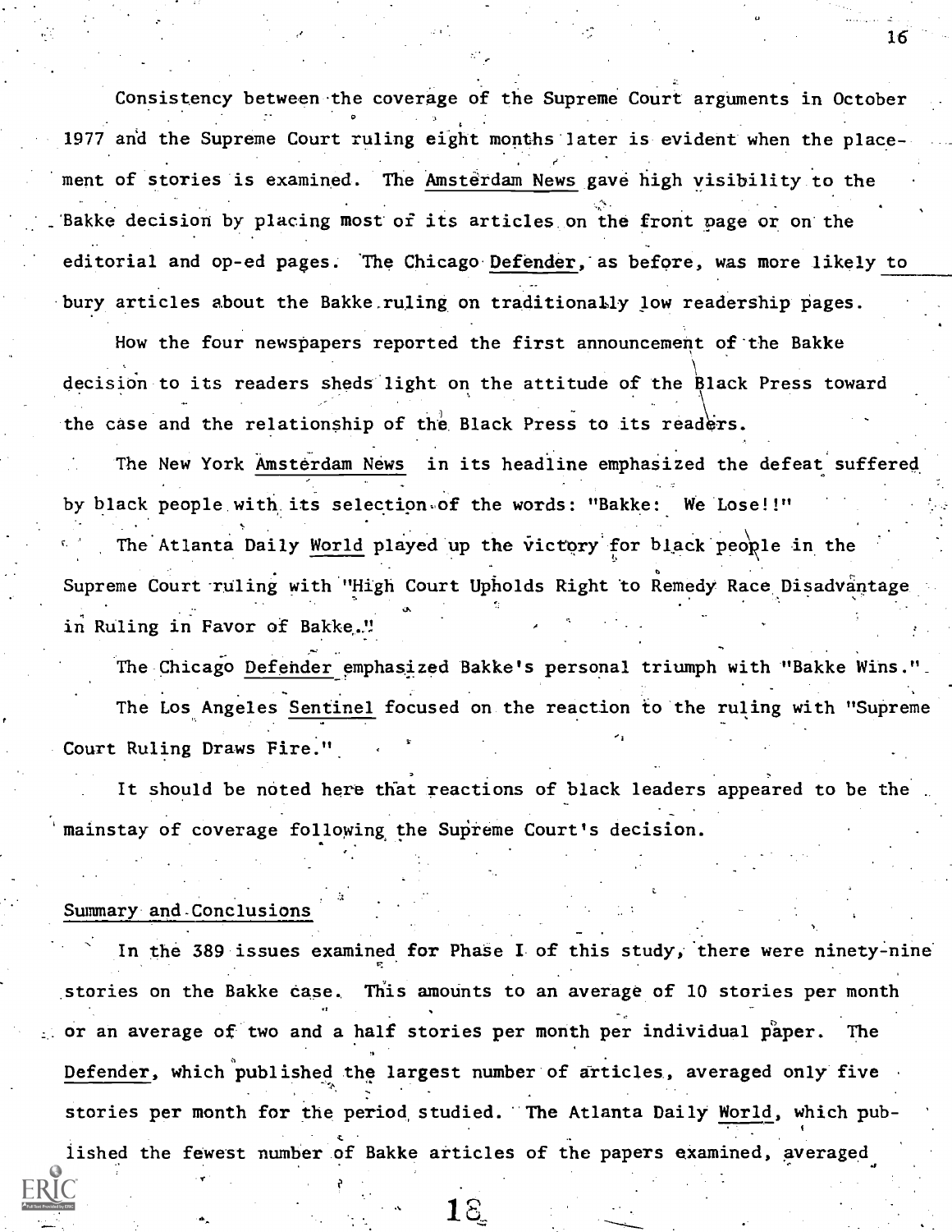Consistency between the coverage of the Supreme Court arguments in October 1977 and the Supreme Court ruling eight months later is evident when the placement of stories is examined. The Amsterdam News gave high visibility to the Bakke decision by placing most of its articles on the front page or on the editorial and op-ed pages. The Chicago Defender, as before, was more likely to bury articles about the Bakke ruling on traditionally low readership pages.

How the four newspapers reported the first announcement of the Bakke decision to its readers sheds light on the attitude of the Black Press toward the case and the relationship of the Black Press to its readers.

The New York Amsterdam News in its headline emphasized the defeat suffered by black people with its selection of the words: "Bakke: We Lose!!"

The Atlanta Daily World played up the victory for black people in the Supreme Court ruling with "High Court Upholds Right to Remedy Race Disadvantage in Ruling in Favor of Bakke."

The Chicago Defender emphasized Bakke's personal triumph with "Bakke Wins."

The Los Angeles Sentinel focused on the reaction to the ruling with "Supreme Court Ruling Draws Fire."

It should be noted here that reactions of black leaders appeared to be the mainstay of coverage following the Supreme Court's decision.

## Summary and Conclusions

In the 389 issues examined for Phase I of this study, there were ninety-nine stories on the Bakke case. This amounts to an average of 10 stories per month or an average of two and a half stories per month per individual paper. The Defender, which published the largest number of articles, averaged only five stories per month for the period studied. The Atlanta Daily World, which published the fewest number of Bakke articles of the papers examined, averaged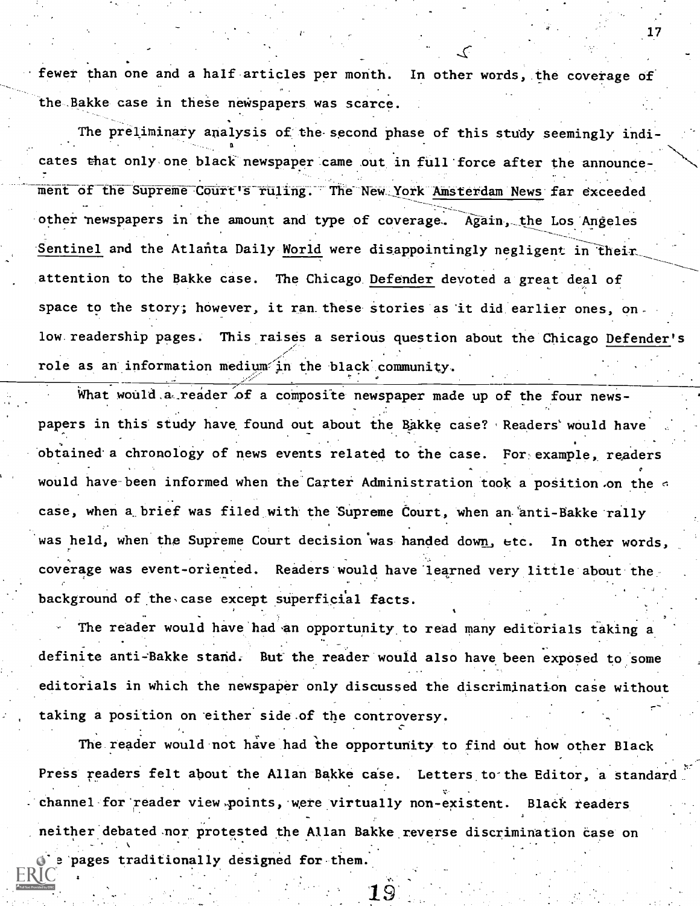fewer than one and a half articles per month. In other words, the coverage of the Bakke case in these newspapers was scarce.

The preliminary analysis of the second phase of this study seemingly indicates that only one black newspaper came out in full force after the announcement of the Supreme Court's ruling. The New York Amsterdam News far exceeded other newspapers in the amount and type of coverage. Again, the Los Angeles Sentinel and the Atlanta Daily World were disappointingly negligent in their attention to the Bakke case. The Chicago Defender devoted a great deal of space to the story; however, it ran these stories as it did earlier ones, on low readership pages. This raises a serious question about the Chicago Defender's role as an information medium in the black community.

What would a reader of a composite newspaper made up of the four newspapers in this study have found out about the Bakke case? Readers would have obtained a chronology of news events related to the case. For example, readers would have been informed when the Carter Administration took a position on the case, when a brief was filed with the Supreme Court, when an anti-Bakke rally was held, when the Supreme Court decision was handed down, etc. In other words, coverage was event-oriented. Readers would have learned very little about the background of the case except superficial facts.

The reader would have had an opportunity to read many editorials taking a definite anti-Bakke stand. But the reader would also have been exposed to some editorials in which the newspaper only discussed the discrimination case without taking a position on either side of the controversy.

The reader would not have had the opportunity to find out how other Black Press readers felt about the Allan Bakke case. Letters to the Editor, a standard channel for reader view points, were virtually non-existent. Black readers neither debated nor protested the Allan Bakke reverse discrimination case on the pages traditionally designed for them.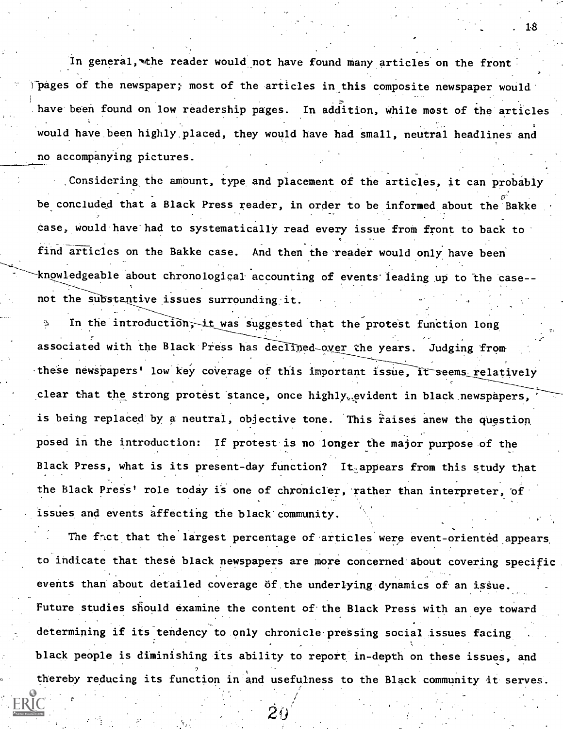In general, the reader would not have found many articles on the front pages of the newspaper; most of the articles in this composite newspaper would have been found on low readership pages. In addition, while most of the articles would have been highly placed, they would have had small, neutral headlines and no accompanying pictures.

Considering the amount, type and placement of the articles, it can probably be concluded that a Black Press reader, in order to be informed about the Bakke case, would have had to systematically read every issue from front to back to find articles on the Bakke case. And then the reader would only have been knowledgeable about chronological accounting of events leading up to the case--not the substantive issues surrounding it.

In the introduction, it was suggested that the protest function long associated with the Black Press has declined over the years. Judging from these newspapers' low key coverage of this important issue, it seems relatively clear that the strong protest stance, once highly evident in black newspapers, is being replaced by a neutral, objective tone. This raises anew the question posed in the introduction: If protest is no longer the major purpose of the Black Press, what is its present-day function? It appears from this study that the Black Press' role today is one of chronicler, rather than interpreter, of issues and events affecting the black community.

The fact that the largest percentage of articles were event-oriented appears to indicate that these black newspapers are more concerned about covering specific events than about detailed coverage of the underlying dynamics of an issue. Future studies should examine the content of the Black Press with an eye toward determining if its tendency to only chronicle pressing social issues facing black people is diminishing its ability to report in-depth on these issues, and thereby reducing its function in and usefulness to the Black community it serves.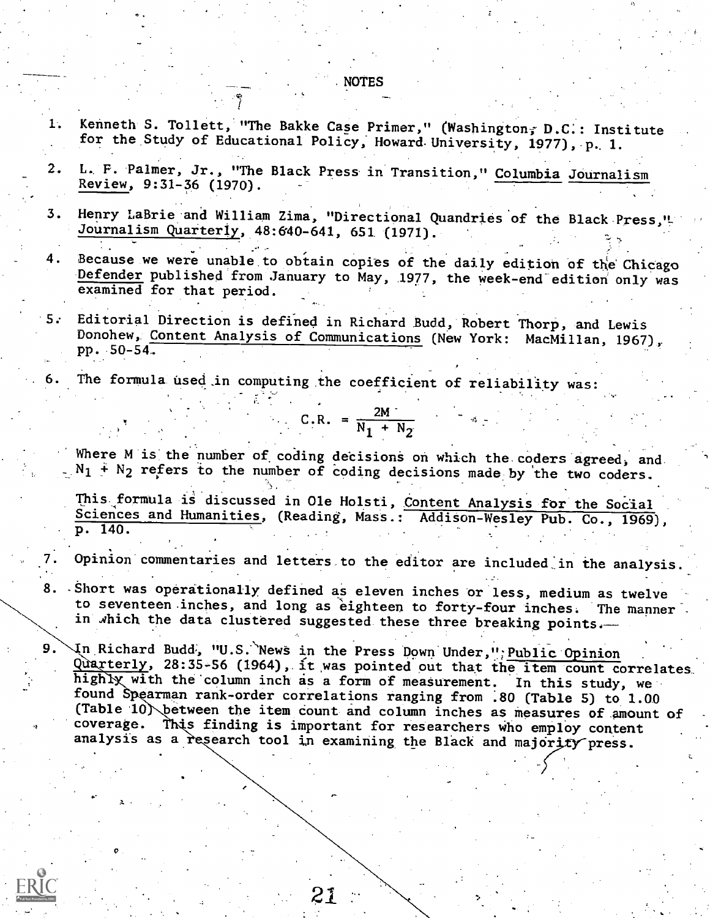# NOTES

1. Kenneth S. Tollett, "The Bakke Case Primer," (Washington, D.C.: Institute for the Study of Educational Policy, Howard University, 1977), p. 1.

2. L. F. Palmer, Jr., "The Black Press in Transition," Columbia Journalism Review, 9:31-36 (1970).

3. Henry LaBrie and William Zima, "Directional Quandries of the Black Press," Journalism Quarterly, 48:640-641, 651 (1971).

4. Because we were unable to obtain copies of the daily edition of the Chicago Defender published from January to May, 1977, the week-end edition only was examined for that period.

5. Editorial Direction is defined in Richard Budd, Robert Thorp, and Lewis Donohew, Content Analysis of Communications (New York: MacMillan, 1967), pp. 50-54.

6. The formula used in computing the coefficient of reliability was:

$$C.R. = \frac{2M}{N_1 + N_2}$$

   Where M is the number of coding decisions on which the coders agreed, and $N_1 + N_2$ refers to the number of coding decisions made by the two coders.

   This formula is discussed in Ole Holsti, Content Analysis for the Social Sciences and Humanities, (Reading, Mass.: Addison-Wesley Pub. Co., 1969), p. 140.

7. Opinion commentaries and letters to the editor are included in the analysis.

8. Short was operationally defined as eleven inches or less, medium as twelve to seventeen inches, and long as eighteen to forty-four inches. The manner in which the data clustered suggested these three breaking points.

9. In Richard Budd, "U.S. News in the Press Down Under," Public Opinion Quarterly, 28:35-56 (1964), it was pointed out that the item count correlates highly with the column inch as a form of measurement. In this study, we found Spearman rank-order correlations ranging from .80 (Table 5) to 1.00 (Table 10) between the item count and column inches as measures of amount of coverage. This finding is important for researchers who employ content analysis as a research tool in examining the Black and majority press.